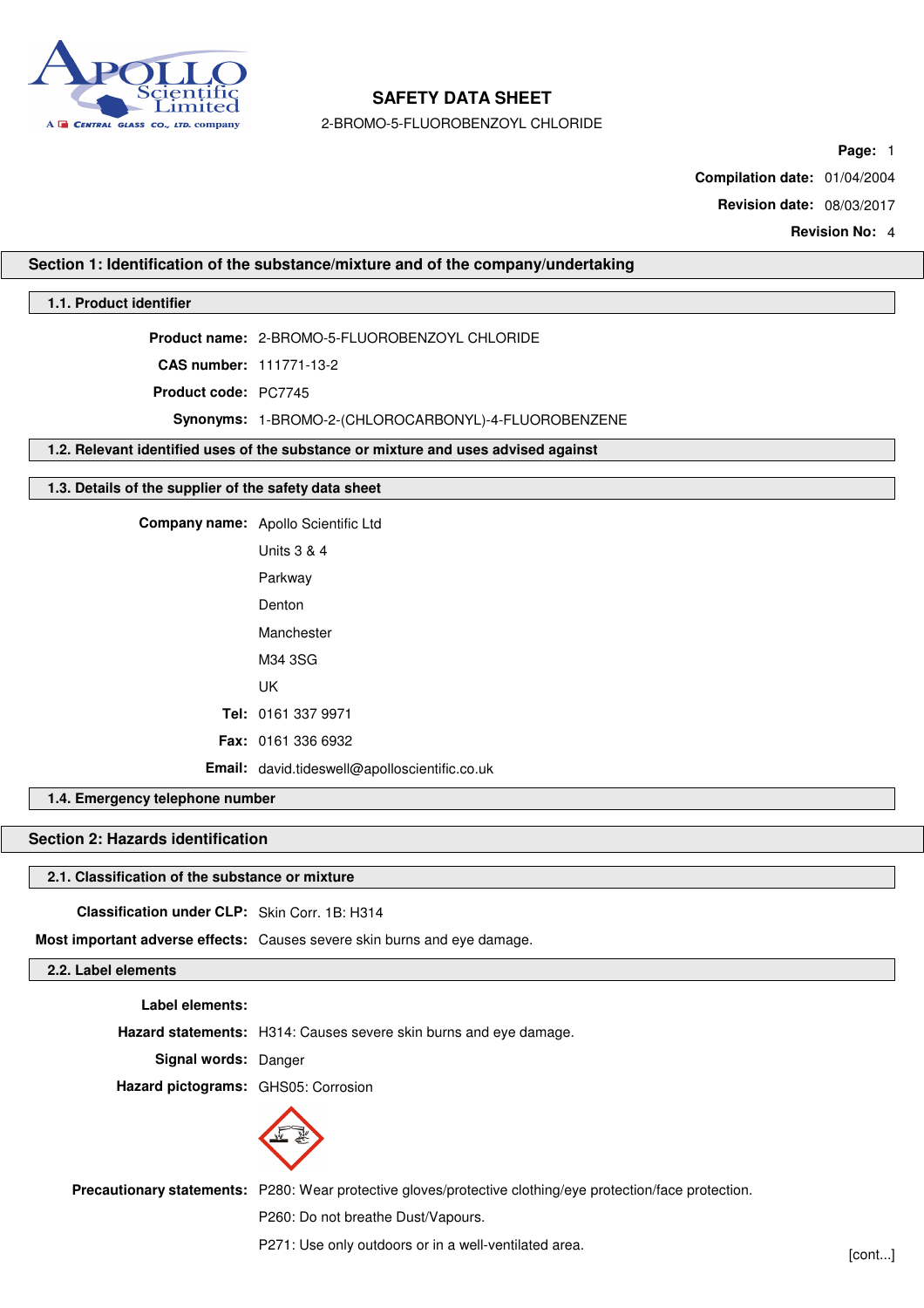# SAFETY DATA SHEET

2-BROMO-5-FLUOROBENZOYL CHLORIDE

**Compilation date:** 01/04/2004

**Revision date:** 08/03/2017

**Revision No:** 4

## Section 1: Identification of the substance/mixture and of the company/undertaking

### 1.1. Product identifier

**Product name:** 2-BROMO-5-FLUOROBENZOYL CHLORIDE

**CAS number:** 111771-13-2

**Product code:** PC7745

**Synonyms:** 1-BROMO-2-(CHLOROCARBONYL)-4-FLUOROBENZENE

### 1.2. Relevant identified uses of the substance or mixture and uses advised against

### 1.3. Details of the supplier of the safety data sheet

**Company name:** Apollo Scientific Ltd

Units 3 & 4

Parkway

Denton

Manchester

M34 3SG

UK

**Tel:** 0161 337 9971

**Fax:** 0161 336 6932

**Email:** david.tideswell@apolloscientific.co.uk

### 1.4. Emergency telephone number

## Section 2: Hazards identification

### 2.1. Classification of the substance or mixture

**Classification under CLP:** Skin Corr. 1B: H314

**Most important adverse effects:** Causes severe skin burns and eye damage.

### 2.2. Label elements

**Label elements:**

**Hazard statements:** H314: Causes severe skin burns and eye damage.

**Signal words:** Danger

**Hazard pictograms:** GHS05: Corrosion

**Precautionary statements:** P280: Wear protective gloves/protective clothing/eye protection/face protection.

P260: Do not breathe Dust/Vapours.

P271: Use only outdoors or in a well-ventilated area.

[cont...]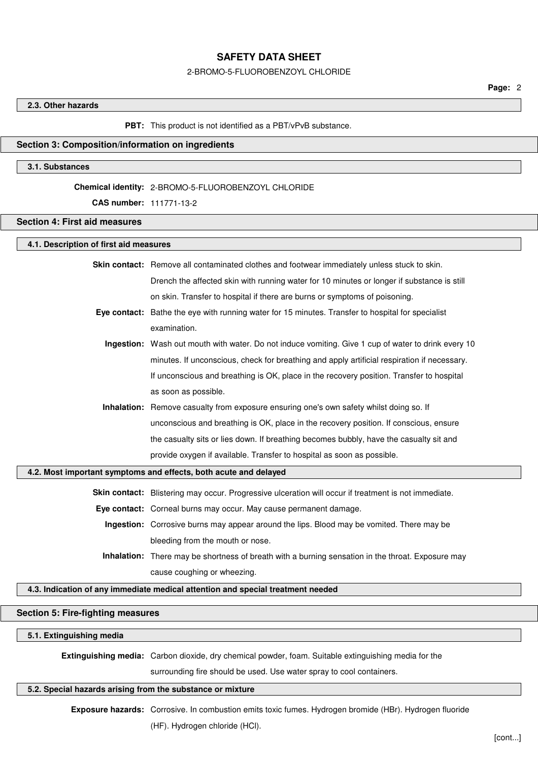### 2.3. Other hazards

**PBT:** This product is not identified as a PBT/vPvB substance.

## Section 3: Composition/information on ingredients

### 3.1. Substances

**Chemical identity:** 2-BROMO-5-FLUOROBENZOYL CHLORIDE

**CAS number:** 111771-13-2

## Section 4: First aid measures

### 4.1. Description of first aid measures

**Skin contact:** Remove all contaminated clothes and footwear immediately unless stuck to skin. Drench the affected skin with running water for 10 minutes or longer if substance is still on skin. Transfer to hospital if there are burns or symptoms of poisoning.

**Eye contact:** Bathe the eye with running water for 15 minutes. Transfer to hospital for specialist examination.

**Ingestion:** Wash out mouth with water. Do not induce vomiting. Give 1 cup of water to drink every 10 minutes. If unconscious, check for breathing and apply artificial respiration if necessary. If unconscious and breathing is OK, place in the recovery position. Transfer to hospital as soon as possible.

**Inhalation:** Remove casualty from exposure ensuring one's own safety whilst doing so. If unconscious and breathing is OK, place in the recovery position. If conscious, ensure the casualty sits or lies down. If breathing becomes bubbly, have the casualty sit and provide oxygen if available. Transfer to hospital as soon as possible.

### 4.2. Most important symptoms and effects, both acute and delayed

**Skin contact:** Blistering may occur. Progressive ulceration will occur if treatment is not immediate.

**Eye contact:** Corneal burns may occur. May cause permanent damage.

**Ingestion:** Corrosive burns may appear around the lips. Blood may be vomited. There may be bleeding from the mouth or nose.

**Inhalation:** There may be shortness of breath with a burning sensation in the throat. Exposure may cause coughing or wheezing.

### 4.3. Indication of any immediate medical attention and special treatment needed

## Section 5: Fire-fighting measures

### 5.1. Extinguishing media

**Extinguishing media:** Carbon dioxide, dry chemical powder, foam. Suitable extinguishing media for the surrounding fire should be used. Use water spray to cool containers.

### 5.2. Special hazards arising from the substance or mixture

**Exposure hazards:** Corrosive. In combustion emits toxic fumes. Hydrogen bromide (HBr). Hydrogen fluoride (HF). Hydrogen chloride (HCl).

[cont...]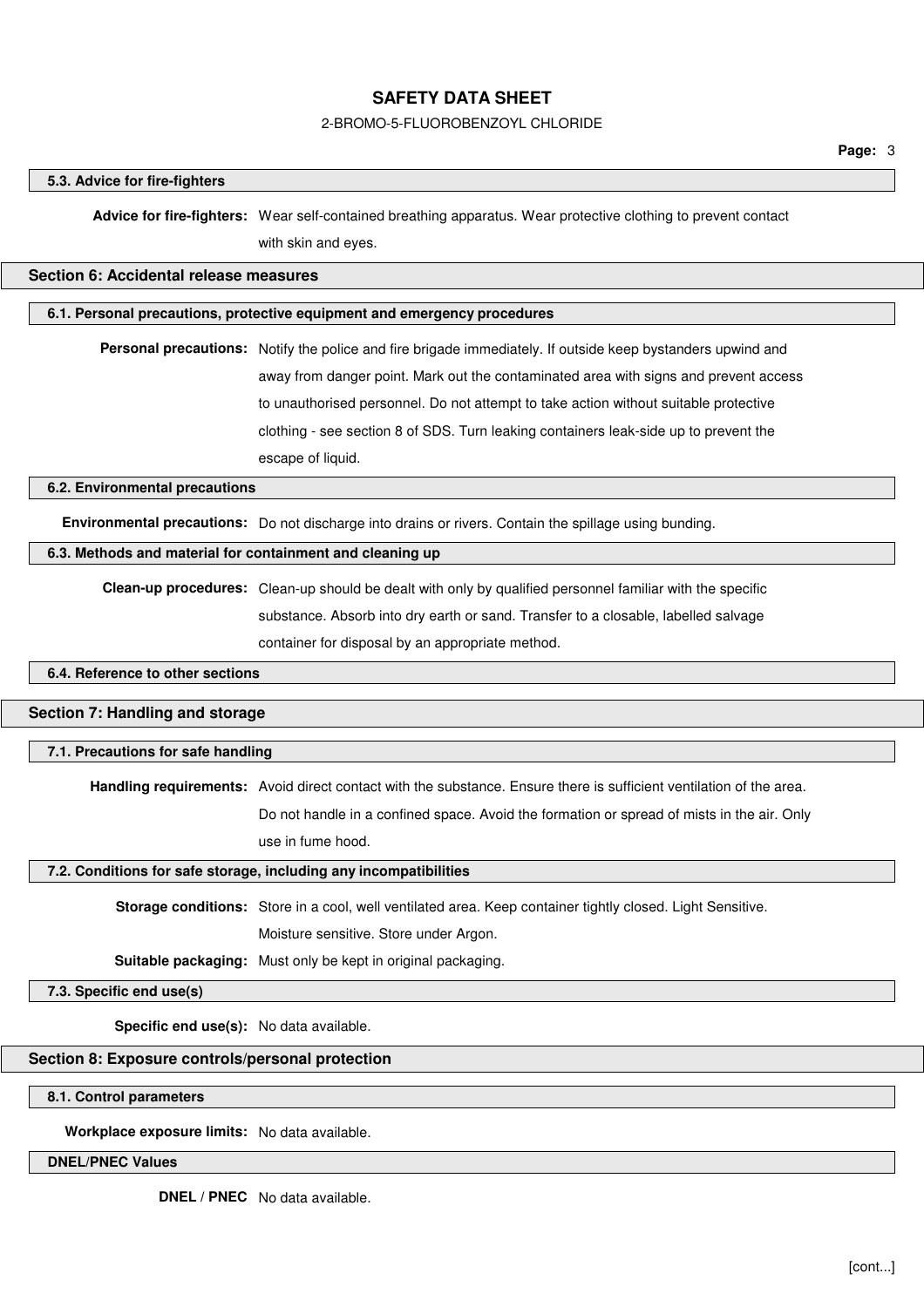### 5.3. Advice for fire-fighters

**Advice for fire-fighters:** Wear self-contained breathing apparatus. Wear protective clothing to prevent contact with skin and eyes.

## Section 6: Accidental release measures

### 6.1. Personal precautions, protective equipment and emergency procedures

**Personal precautions:** Notify the police and fire brigade immediately. If outside keep bystanders upwind and away from danger point. Mark out the contaminated area with signs and prevent access to unauthorised personnel. Do not attempt to take action without suitable protective clothing - see section 8 of SDS. Turn leaking containers leak-side up to prevent the escape of liquid.

### 6.2. Environmental precautions

**Environmental precautions:** Do not discharge into drains or rivers. Contain the spillage using bunding.

### 6.3. Methods and material for containment and cleaning up

**Clean-up procedures:** Clean-up should be dealt with only by qualified personnel familiar with the specific substance. Absorb into dry earth or sand. Transfer to a closable, labelled salvage container for disposal by an appropriate method.

### 6.4. Reference to other sections

## Section 7: Handling and storage

### 7.1. Precautions for safe handling

**Handling requirements:** Avoid direct contact with the substance. Ensure there is sufficient ventilation of the area. Do not handle in a confined space. Avoid the formation or spread of mists in the air. Only use in fume hood.

### 7.2. Conditions for safe storage, including any incompatibilities

**Storage conditions:** Store in a cool, well ventilated area. Keep container tightly closed. Light Sensitive. Moisture sensitive. Store under Argon.

**Suitable packaging:** Must only be kept in original packaging.

### 7.3. Specific end use(s)

**Specific end use(s):** No data available.

## Section 8: Exposure controls/personal protection

### 8.1. Control parameters

**Workplace exposure limits:** No data available.

### DNEL/PNEC Values

**DNEL / PNEC** No data available.

[cont...]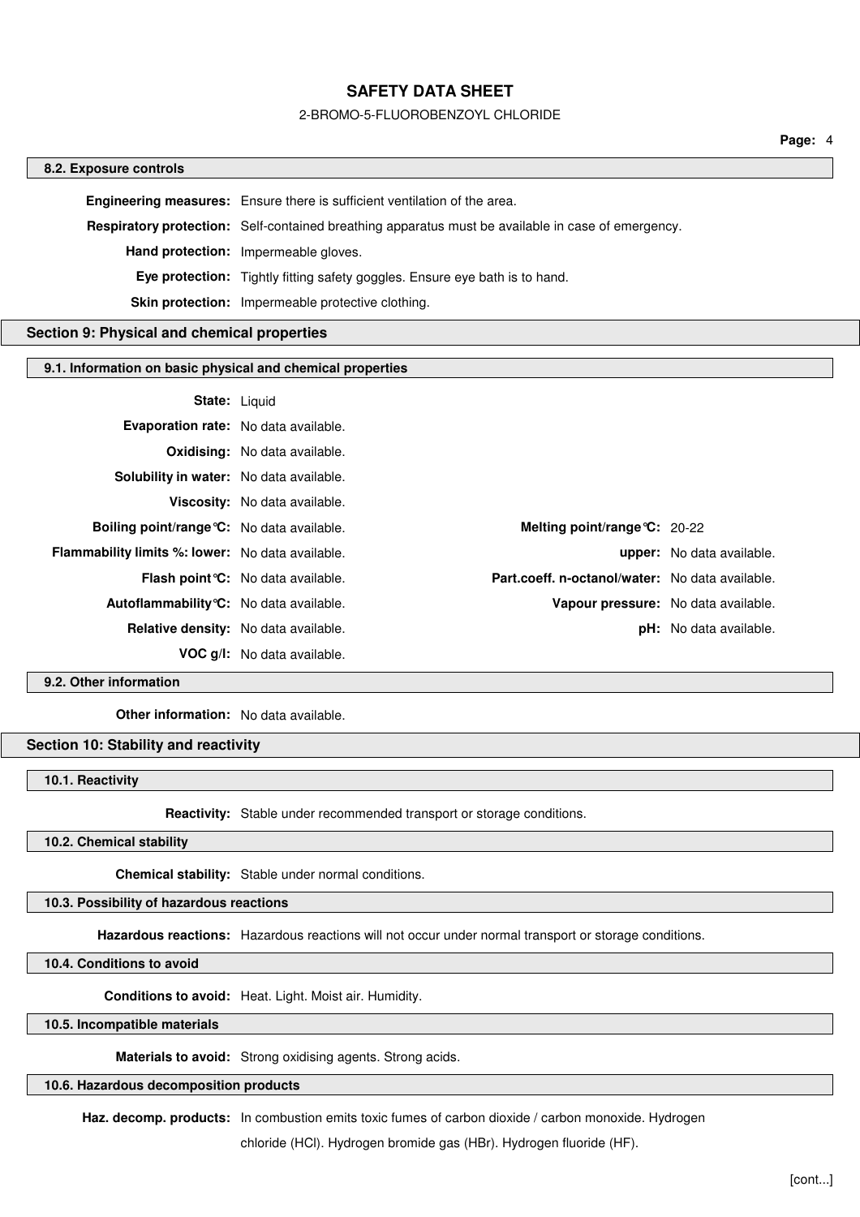### 8.2. Exposure controls

**Engineering measures:** Ensure there is sufficient ventilation of the area.

**Respiratory protection:** Self-contained breathing apparatus must be available in case of emergency.

**Hand protection:** Impermeable gloves.

**Eye protection:** Tightly fitting safety goggles. Ensure eye bath is to hand.

**Skin protection:** Impermeable protective clothing.

## Section 9: Physical and chemical properties

### 9.1. Information on basic physical and chemical properties

**State:** Liquid

**Evaporation rate:** No data available.

**Oxidising:** No data available.

**Solubility in water:** No data available.

**Viscosity:** No data available.

| | | | |
|---|---|---|---|
| **Boiling point/range°C:** | No data available. | **Melting point/range°C:** | 20-22 |
| **Flammability limits %: lower:** | No data available. | **upper:** | No data available. |
| **Flash point°C:** | No data available. | **Part.coeff. n-octanol/water:** | No data available. |
| **Autoflammability°C:** | No data available. | **Vapour pressure:** | No data available. |
| **Relative density:** | No data available. | **pH:** | No data available. |
| **VOC g/l:** | No data available. | | |

### 9.2. Other information

**Other information:** No data available.

## Section 10: Stability and reactivity

### 10.1. Reactivity

**Reactivity:** Stable under recommended transport or storage conditions.

### 10.2. Chemical stability

**Chemical stability:** Stable under normal conditions.

### 10.3. Possibility of hazardous reactions

**Hazardous reactions:** Hazardous reactions will not occur under normal transport or storage conditions.

### 10.4. Conditions to avoid

**Conditions to avoid:** Heat. Light. Moist air. Humidity.

### 10.5. Incompatible materials

**Materials to avoid:** Strong oxidising agents. Strong acids.

### 10.6. Hazardous decomposition products

**Haz. decomp. products:** In combustion emits toxic fumes of carbon dioxide / carbon monoxide. Hydrogen chloride (HCl). Hydrogen bromide gas (HBr). Hydrogen fluoride (HF).

[cont...]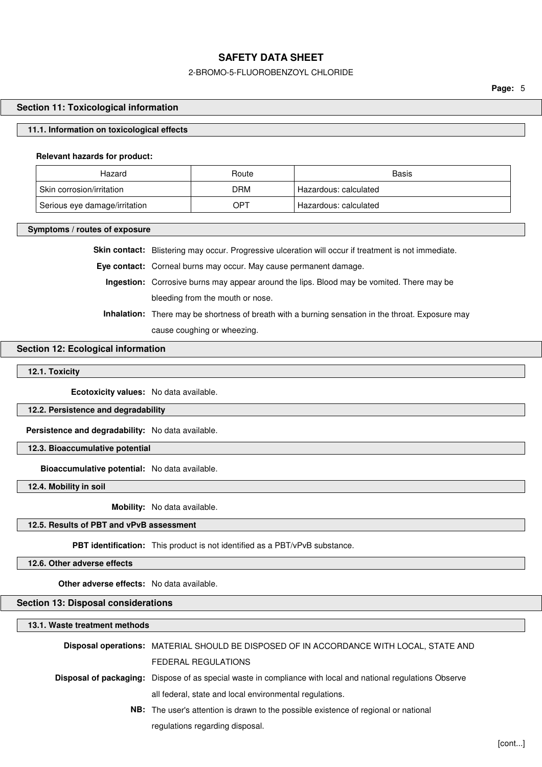## Section 11: Toxicological information

### 11.1. Information on toxicological effects

**Relevant hazards for product:**

| Hazard | Route | Basis |
|---|---|---|
| Skin corrosion/irritation | DRM | Hazardous: calculated |
| Serious eye damage/irritation | OPT | Hazardous: calculated |

### Symptoms / routes of exposure

**Skin contact:** Blistering may occur. Progressive ulceration will occur if treatment is not immediate.

**Eye contact:** Corneal burns may occur. May cause permanent damage.

**Ingestion:** Corrosive burns may appear around the lips. Blood may be vomited. There may be bleeding from the mouth or nose.

**Inhalation:** There may be shortness of breath with a burning sensation in the throat. Exposure may cause coughing or wheezing.

## Section 12: Ecological information

### 12.1. Toxicity

**Ecotoxicity values:** No data available.

### 12.2. Persistence and degradability

**Persistence and degradability:** No data available.

### 12.3. Bioaccumulative potential

**Bioaccumulative potential:** No data available.

### 12.4. Mobility in soil

**Mobility:** No data available.

### 12.5. Results of PBT and vPvB assessment

**PBT identification:** This product is not identified as a PBT/vPvB substance.

### 12.6. Other adverse effects

**Other adverse effects:** No data available.

## Section 13: Disposal considerations

### 13.1. Waste treatment methods

**Disposal operations:** MATERIAL SHOULD BE DISPOSED OF IN ACCORDANCE WITH LOCAL, STATE AND FEDERAL REGULATIONS

**Disposal of packaging:** Dispose of as special waste in compliance with local and national regulations Observe all federal, state and local environmental regulations.

**NB:** The user's attention is drawn to the possible existence of regional or national regulations regarding disposal.

[cont...]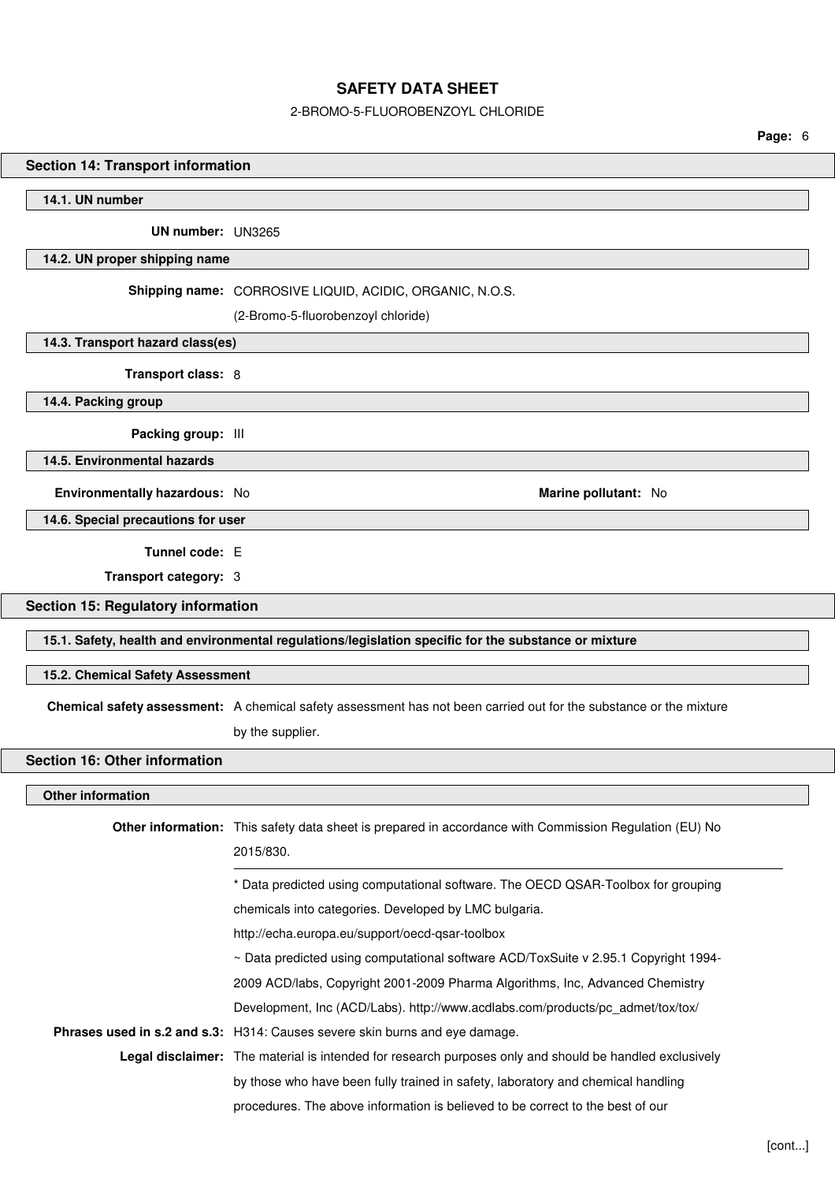## Section 14: Transport information

### 14.1. UN number

**UN number:** UN3265

### 14.2. UN proper shipping name

**Shipping name:** CORROSIVE LIQUID, ACIDIC, ORGANIC, N.O.S.
(2-Bromo-5-fluorobenzoyl chloride)

### 14.3. Transport hazard class(es)

**Transport class:** 8

### 14.4. Packing group

**Packing group:** III

### 14.5. Environmental hazards

**Environmentally hazardous:** No

**Marine pollutant:** No

### 14.6. Special precautions for user

**Tunnel code:** E

**Transport category:** 3

## Section 15: Regulatory information

### 15.1. Safety, health and environmental regulations/legislation specific for the substance or mixture

### 15.2. Chemical Safety Assessment

**Chemical safety assessment:** A chemical safety assessment has not been carried out for the substance or the mixture by the supplier.

## Section 16: Other information

### Other information

**Other information:** This safety data sheet is prepared in accordance with Commission Regulation (EU) No 2015/830.

---

* Data predicted using computational software. The OECD QSAR-Toolbox for grouping chemicals into categories. Developed by LMC bulgaria. http://echa.europa.eu/support/oecd-qsar-toolbox

~ Data predicted using computational software ACD/ToxSuite v 2.95.1 Copyright 1994-2009 ACD/labs, Copyright 2001-2009 Pharma Algorithms, Inc, Advanced Chemistry Development, Inc (ACD/Labs). http://www.acdlabs.com/products/pc_admet/tox/tox/

**Phrases used in s.2 and s.3:** H314: Causes severe skin burns and eye damage.

**Legal disclaimer:** The material is intended for research purposes only and should be handled exclusively by those who have been fully trained in safety, laboratory and chemical handling procedures. The above information is believed to be correct to the best of our

[cont...]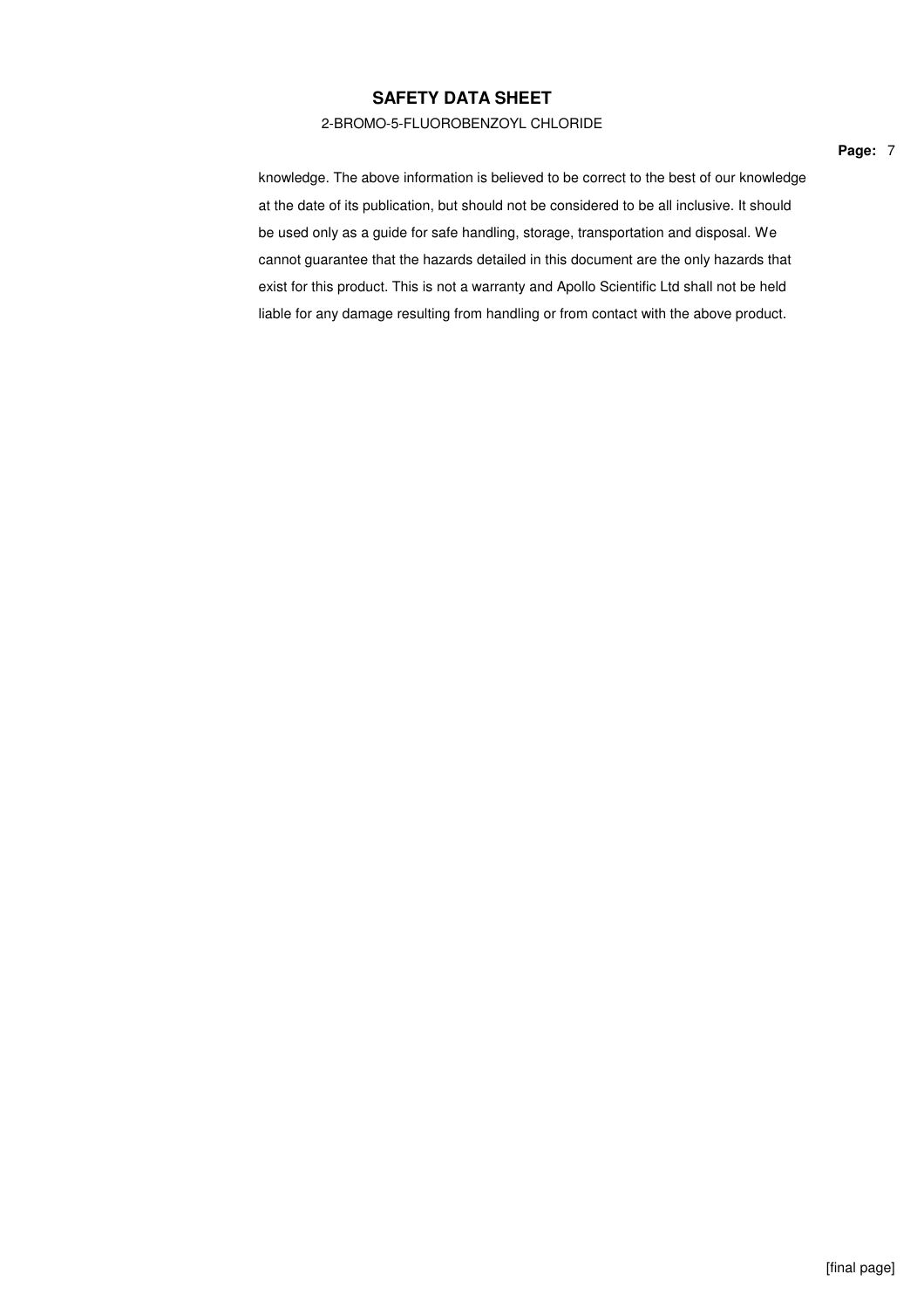knowledge. The above information is believed to be correct to the best of our knowledge at the date of its publication, but should not be considered to be all inclusive. It should be used only as a guide for safe handling, storage, transportation and disposal. We cannot guarantee that the hazards detailed in this document are the only hazards that exist for this product. This is not a warranty and Apollo Scientific Ltd shall not be held liable for any damage resulting from handling or from contact with the above product.

[final page]